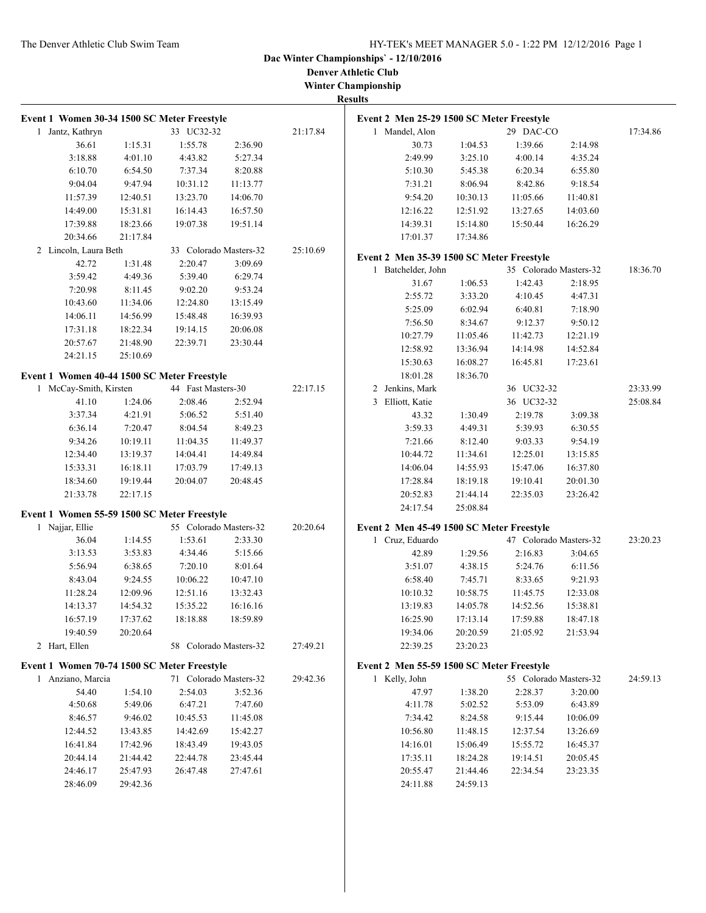**Dac Winter Championships` - 12/10/2016**

**Denver Athletic Club**

**Winter Championship**

**Results**

### Event 1 Women 30-34 1500 SC Meter Freestyle

1 Jantz, Kathryn — 33 UC32-32 — 21:17.84

| | | | |
|---|---|---|---|
| 36.61 | 1:15.31 | 1:55.78 | 2:36.90 |
| 3:18.88 | 4:01.10 | 4:43.82 | 5:27.34 |
| 6:10.70 | 6:54.50 | 7:37.34 | 8:20.88 |
| 9:04.04 | 9:47.94 | 10:31.12 | 11:13.77 |
| 11:57.39 | 12:40.51 | 13:23.70 | 14:06.70 |
| 14:49.00 | 15:31.81 | 16:14.43 | 16:57.50 |
| 17:39.88 | 18:23.66 | 19:07.38 | 19:51.14 |
| 20:34.66 | 21:17.84 | | |

2 Lincoln, Laura Beth — 33 Colorado Masters-32 — 25:10.69

| | | | |
|---|---|---|---|
| 42.72 | 1:31.48 | 2:20.47 | 3:09.69 |
| 3:59.42 | 4:49.36 | 5:39.40 | 6:29.74 |
| 7:20.98 | 8:11.45 | 9:02.20 | 9:53.24 |
| 10:43.60 | 11:34.06 | 12:24.80 | 13:15.49 |
| 14:06.11 | 14:56.99 | 15:48.48 | 16:39.93 |
| 17:31.18 | 18:22.34 | 19:14.15 | 20:06.08 |
| 20:57.67 | 21:48.90 | 22:39.71 | 23:30.44 |
| 24:21.15 | 25:10.69 | | |

### Event 1 Women 40-44 1500 SC Meter Freestyle

1 McCay-Smith, Kirsten — 44 Fast Masters-30 — 22:17.15

| | | | |
|---|---|---|---|
| 41.10 | 1:24.06 | 2:08.46 | 2:52.94 |
| 3:37.34 | 4:21.91 | 5:06.52 | 5:51.40 |
| 6:36.14 | 7:20.47 | 8:04.54 | 8:49.23 |
| 9:34.26 | 10:19.11 | 11:04.35 | 11:49.37 |
| 12:34.40 | 13:19.37 | 14:04.41 | 14:49.84 |
| 15:33.31 | 16:18.11 | 17:03.79 | 17:49.13 |
| 18:34.60 | 19:19.44 | 20:04.07 | 20:48.45 |
| 21:33.78 | 22:17.15 | | |

### Event 1 Women 55-59 1500 SC Meter Freestyle

1 Najjar, Ellie — 55 Colorado Masters-32 — 20:20.64

| | | | |
|---|---|---|---|
| 36.04 | 1:14.55 | 1:53.61 | 2:33.30 |
| 3:13.53 | 3:53.83 | 4:34.46 | 5:15.66 |
| 5:56.94 | 6:38.65 | 7:20.10 | 8:01.64 |
| 8:43.04 | 9:24.55 | 10:06.22 | 10:47.10 |
| 11:28.24 | 12:09.96 | 12:51.16 | 13:32.43 |
| 14:13.37 | 14:54.32 | 15:35.22 | 16:16.16 |
| 16:57.19 | 17:37.62 | 18:18.88 | 18:59.89 |
| 19:40.59 | 20:20.64 | | |

2 Hart, Ellen — 58 Colorado Masters-32 — 27:49.21

### Event 1 Women 70-74 1500 SC Meter Freestyle

1 Anziano, Marcia — 71 Colorado Masters-32 — 29:42.36

| | | | |
|---|---|---|---|
| 54.40 | 1:54.10 | 2:54.03 | 3:52.36 |
| 4:50.68 | 5:49.06 | 6:47.21 | 7:47.60 |
| 8:46.57 | 9:46.02 | 10:45.53 | 11:45.08 |
| 12:44.52 | 13:43.85 | 14:42.69 | 15:42.27 |
| 16:41.84 | 17:42.96 | 18:43.49 | 19:43.05 |
| 20:44.14 | 21:44.42 | 22:44.78 | 23:45.44 |
| 24:46.17 | 25:47.93 | 26:47.48 | 27:47.61 |
| 28:46.09 | 29:42.36 | | |

### Event 2 Men 25-29 1500 SC Meter Freestyle

1 Mandel, Alon — 29 DAC-CO — 17:34.86

| | | | |
|---|---|---|---|
| 30.73 | 1:04.53 | 1:39.66 | 2:14.98 |
| 2:49.99 | 3:25.10 | 4:00.14 | 4:35.24 |
| 5:10.30 | 5:45.38 | 6:20.34 | 6:55.80 |
| 7:31.21 | 8:06.94 | 8:42.86 | 9:18.54 |
| 9:54.20 | 10:30.13 | 11:05.66 | 11:40.81 |
| 12:16.22 | 12:51.92 | 13:27.65 | 14:03.60 |
| 14:39.31 | 15:14.80 | 15:50.44 | 16:26.29 |
| 17:01.37 | 17:34.86 | | |

### Event 2 Men 35-39 1500 SC Meter Freestyle

1 Batchelder, John — 35 Colorado Masters-32 — 18:36.70

| | | | |
|---|---|---|---|
| 31.67 | 1:06.53 | 1:42.43 | 2:18.95 |
| 2:55.72 | 3:33.20 | 4:10.45 | 4:47.31 |
| 5:25.09 | 6:02.94 | 6:40.81 | 7:18.90 |
| 7:56.50 | 8:34.67 | 9:12.37 | 9:50.12 |
| 10:27.79 | 11:05.46 | 11:42.73 | 12:21.19 |
| 12:58.92 | 13:36.94 | 14:14.98 | 14:52.84 |
| 15:30.63 | 16:08.27 | 16:45.81 | 17:23.61 |
| 18:01.28 | 18:36.70 | | |

2 Jenkins, Mark — 36 UC32-32 — 23:33.99

3 Elliott, Katie — 36 UC32-32 — 25:08.84

| | | | |
|---|---|---|---|
| 43.32 | 1:30.49 | 2:19.78 | 3:09.38 |
| 3:59.33 | 4:49.31 | 5:39.93 | 6:30.55 |
| 7:21.66 | 8:12.40 | 9:03.33 | 9:54.19 |
| 10:44.72 | 11:34.61 | 12:25.01 | 13:15.85 |
| 14:06.04 | 14:55.93 | 15:47.06 | 16:37.80 |
| 17:28.84 | 18:19.18 | 19:10.41 | 20:01.30 |
| 20:52.83 | 21:44.14 | 22:35.03 | 23:26.42 |
| 24:17.54 | 25:08.84 | | |

### Event 2 Men 45-49 1500 SC Meter Freestyle

1 Cruz, Eduardo — 47 Colorado Masters-32 — 23:20.23

| | | | |
|---|---|---|---|
| 42.89 | 1:29.56 | 2:16.83 | 3:04.65 |
| 3:51.07 | 4:38.15 | 5:24.76 | 6:11.56 |
| 6:58.40 | 7:45.71 | 8:33.65 | 9:21.93 |
| 10:10.32 | 10:58.75 | 11:45.75 | 12:33.08 |
| 13:19.83 | 14:05.78 | 14:52.56 | 15:38.81 |
| 16:25.90 | 17:13.14 | 17:59.88 | 18:47.18 |
| 19:34.06 | 20:20.59 | 21:05.92 | 21:53.94 |
| 22:39.25 | 23:20.23 | | |

### Event 2 Men 55-59 1500 SC Meter Freestyle

1 Kelly, John — 55 Colorado Masters-32 — 24:59.13

| | | | |
|---|---|---|---|
| 47.97 | 1:38.20 | 2:28.37 | 3:20.00 |
| 4:11.78 | 5:02.52 | 5:53.09 | 6:43.89 |
| 7:34.42 | 8:24.58 | 9:15.44 | 10:06.09 |
| 10:56.80 | 11:48.15 | 12:37.54 | 13:26.69 |
| 14:16.01 | 15:06.49 | 15:55.72 | 16:45.37 |
| 17:35.11 | 18:24.28 | 19:14.51 | 20:05.45 |
| 20:55.47 | 21:44.46 | 22:34.54 | 23:23.35 |
| 24:11.88 | 24:59.13 | | |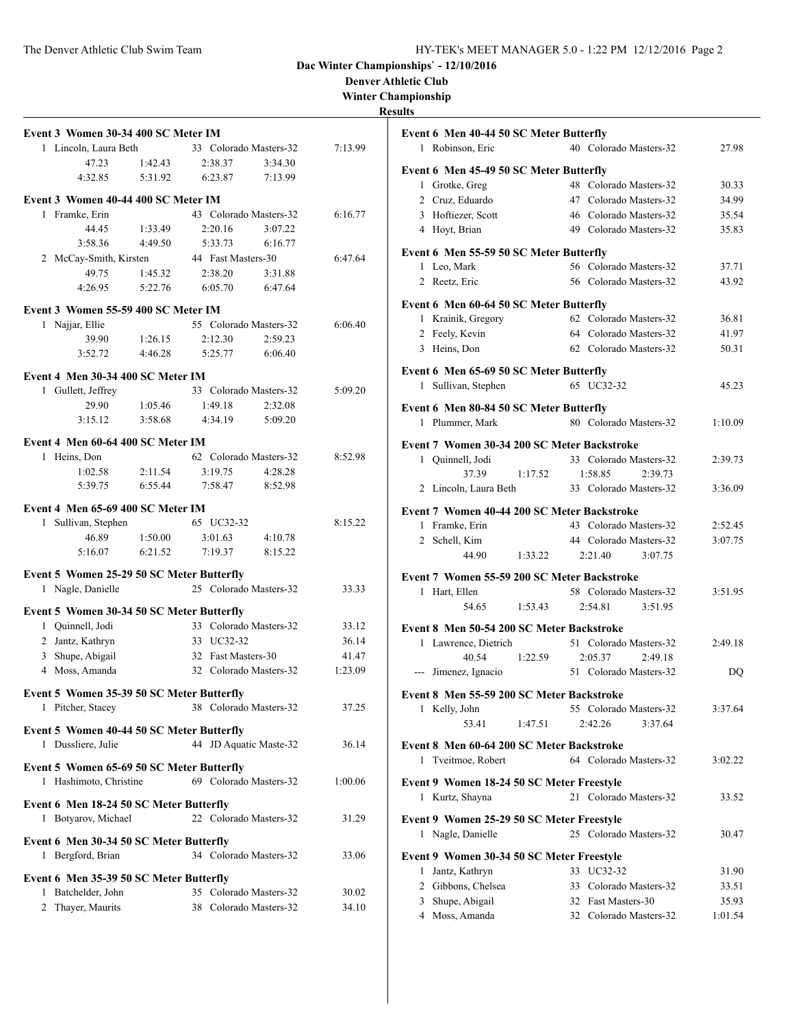Dac Winter Championships` - 12/10/2016

Denver Athletic Club

Winter Championship

Results

**Event 3 Women 30-34 400 SC Meter IM**

| | Name | Age | Team | Time |
|---|---|---|---|---|
| 1 | Lincoln, Laura Beth | 33 | Colorado Masters-32 | 7:13.99 |
| | 47.23 1:42.43 2:38.37 3:34.30 | | | |
| | 4:32.85 5:31.92 6:23.87 7:13.99 | | | |

**Event 3 Women 40-44 400 SC Meter IM**

| | Name | Age | Team | Time |
|---|---|---|---|---|
| 1 | Framke, Erin | 43 | Colorado Masters-32 | 6:16.77 |
| | 44.45 1:33.49 2:20.16 3:07.22 | | | |
| | 3:58.36 4:49.50 5:33.73 6:16.77 | | | |
| 2 | McCay-Smith, Kirsten | 44 | Fast Masters-30 | 6:47.64 |
| | 49.75 1:45.32 2:38.20 3:31.88 | | | |
| | 4:26.95 5:22.76 6:05.70 6:47.64 | | | |

**Event 3 Women 55-59 400 SC Meter IM**

| | Name | Age | Team | Time |
|---|---|---|---|---|
| 1 | Najjar, Ellie | 55 | Colorado Masters-32 | 6:06.40 |
| | 39.90 1:26.15 2:12.30 2:59.23 | | | |
| | 3:52.72 4:46.28 5:25.77 6:06.40 | | | |

**Event 4 Men 30-34 400 SC Meter IM**

| | Name | Age | Team | Time |
|---|---|---|---|---|
| 1 | Gullett, Jeffrey | 33 | Colorado Masters-32 | 5:09.20 |
| | 29.90 1:05.46 1:49.18 2:32.08 | | | |
| | 3:15.12 3:58.68 4:34.19 5:09.20 | | | |

**Event 4 Men 60-64 400 SC Meter IM**

| | Name | Age | Team | Time |
|---|---|---|---|---|
| 1 | Heins, Don | 62 | Colorado Masters-32 | 8:52.98 |
| | 1:02.58 2:11.54 3:19.75 4:28.28 | | | |
| | 5:39.75 6:55.44 7:58.47 8:52.98 | | | |

**Event 4 Men 65-69 400 SC Meter IM**

| | Name | Age | Team | Time |
|---|---|---|---|---|
| 1 | Sullivan, Stephen | 65 | UC32-32 | 8:15.22 |
| | 46.89 1:50.00 3:01.63 4:10.78 | | | |
| | 5:16.07 6:21.52 7:19.37 8:15.22 | | | |

**Event 5 Women 25-29 50 SC Meter Butterfly**

| | Name | Age | Team | Time |
|---|---|---|---|---|
| 1 | Nagle, Danielle | 25 | Colorado Masters-32 | 33.33 |

**Event 5 Women 30-34 50 SC Meter Butterfly**

| | Name | Age | Team | Time |
|---|---|---|---|---|
| 1 | Quinnell, Jodi | 33 | Colorado Masters-32 | 33.12 |
| 2 | Jantz, Kathryn | 33 | UC32-32 | 36.14 |
| 3 | Shupe, Abigail | 32 | Fast Masters-30 | 41.47 |
| 4 | Moss, Amanda | 32 | Colorado Masters-32 | 1:23.09 |

**Event 5 Women 35-39 50 SC Meter Butterfly**

| | Name | Age | Team | Time |
|---|---|---|---|---|
| 1 | Pitcher, Stacey | 38 | Colorado Masters-32 | 37.25 |

**Event 5 Women 40-44 50 SC Meter Butterfly**

| | Name | Age | Team | Time |
|---|---|---|---|---|
| 1 | Dussliere, Julie | 44 | JD Aquatic Maste-32 | 36.14 |

**Event 5 Women 65-69 50 SC Meter Butterfly**

| | Name | Age | Team | Time |
|---|---|---|---|---|
| 1 | Hashimoto, Christine | 69 | Colorado Masters-32 | 1:00.06 |

**Event 6 Men 18-24 50 SC Meter Butterfly**

| | Name | Age | Team | Time |
|---|---|---|---|---|
| 1 | Botyarov, Michael | 22 | Colorado Masters-32 | 31.29 |

**Event 6 Men 30-34 50 SC Meter Butterfly**

| | Name | Age | Team | Time |
|---|---|---|---|---|
| 1 | Bergford, Brian | 34 | Colorado Masters-32 | 33.06 |

**Event 6 Men 35-39 50 SC Meter Butterfly**

| | Name | Age | Team | Time |
|---|---|---|---|---|
| 1 | Batchelder, John | 35 | Colorado Masters-32 | 30.02 |
| 2 | Thayer, Maurits | 38 | Colorado Masters-32 | 34.10 |

**Event 6 Men 40-44 50 SC Meter Butterfly**

| | Name | Age | Team | Time |
|---|---|---|---|---|
| 1 | Robinson, Eric | 40 | Colorado Masters-32 | 27.98 |

**Event 6 Men 45-49 50 SC Meter Butterfly**

| | Name | Age | Team | Time |
|---|---|---|---|---|
| 1 | Grotke, Greg | 48 | Colorado Masters-32 | 30.33 |
| 2 | Cruz, Eduardo | 47 | Colorado Masters-32 | 34.99 |
| 3 | Hoftiezer, Scott | 46 | Colorado Masters-32 | 35.54 |
| 4 | Hoyt, Brian | 49 | Colorado Masters-32 | 35.83 |

**Event 6 Men 55-59 50 SC Meter Butterfly**

| | Name | Age | Team | Time |
|---|---|---|---|---|
| 1 | Leo, Mark | 56 | Colorado Masters-32 | 37.71 |
| 2 | Reetz, Eric | 56 | Colorado Masters-32 | 43.92 |

**Event 6 Men 60-64 50 SC Meter Butterfly**

| | Name | Age | Team | Time |
|---|---|---|---|---|
| 1 | Krainik, Gregory | 62 | Colorado Masters-32 | 36.81 |
| 2 | Feely, Kevin | 64 | Colorado Masters-32 | 41.97 |
| 3 | Heins, Don | 62 | Colorado Masters-32 | 50.31 |

**Event 6 Men 65-69 50 SC Meter Butterfly**

| | Name | Age | Team | Time |
|---|---|---|---|---|
| 1 | Sullivan, Stephen | 65 | UC32-32 | 45.23 |

**Event 6 Men 80-84 50 SC Meter Butterfly**

| | Name | Age | Team | Time |
|---|---|---|---|---|
| 1 | Plummer, Mark | 80 | Colorado Masters-32 | 1:10.09 |

**Event 7 Women 30-34 200 SC Meter Backstroke**

| | Name | Age | Team | Time |
|---|---|---|---|---|
| 1 | Quinnell, Jodi | 33 | Colorado Masters-32 | 2:39.73 |
| | 37.39 1:17.52 1:58.85 2:39.73 | | | |
| 2 | Lincoln, Laura Beth | 33 | Colorado Masters-32 | 3:36.09 |

**Event 7 Women 40-44 200 SC Meter Backstroke**

| | Name | Age | Team | Time |
|---|---|---|---|---|
| 1 | Framke, Erin | 43 | Colorado Masters-32 | 2:52.45 |
| 2 | Schell, Kim | 44 | Colorado Masters-32 | 3:07.75 |
| | 44.90 1:33.22 2:21.40 3:07.75 | | | |

**Event 7 Women 55-59 200 SC Meter Backstroke**

| | Name | Age | Team | Time |
|---|---|---|---|---|
| 1 | Hart, Ellen | 58 | Colorado Masters-32 | 3:51.95 |
| | 54.65 1:53.43 2:54.81 3:51.95 | | | |

**Event 8 Men 50-54 200 SC Meter Backstroke**

| | Name | Age | Team | Time |
|---|---|---|---|---|
| 1 | Lawrence, Dietrich | 51 | Colorado Masters-32 | 2:49.18 |
| | 40.54 1:22.59 2:05.37 2:49.18 | | | |
| --- | Jimenez, Ignacio | 51 | Colorado Masters-32 | DQ |

**Event 8 Men 55-59 200 SC Meter Backstroke**

| | Name | Age | Team | Time |
|---|---|---|---|---|
| 1 | Kelly, John | 55 | Colorado Masters-32 | 3:37.64 |
| | 53.41 1:47.51 2:42.26 3:37.64 | | | |

**Event 8 Men 60-64 200 SC Meter Backstroke**

| | Name | Age | Team | Time |
|---|---|---|---|---|
| 1 | Tveitmoe, Robert | 64 | Colorado Masters-32 | 3:02.22 |

**Event 9 Women 18-24 50 SC Meter Freestyle**

| | Name | Age | Team | Time |
|---|---|---|---|---|
| 1 | Kurtz, Shayna | 21 | Colorado Masters-32 | 33.52 |

**Event 9 Women 25-29 50 SC Meter Freestyle**

| | Name | Age | Team | Time |
|---|---|---|---|---|
| 1 | Nagle, Danielle | 25 | Colorado Masters-32 | 30.47 |

**Event 9 Women 30-34 50 SC Meter Freestyle**

| | Name | Age | Team | Time |
|---|---|---|---|---|
| 1 | Jantz, Kathryn | 33 | UC32-32 | 31.90 |
| 2 | Gibbons, Chelsea | 33 | Colorado Masters-32 | 33.51 |
| 3 | Shupe, Abigail | 32 | Fast Masters-30 | 35.93 |
| 4 | Moss, Amanda | 32 | Colorado Masters-32 | 1:01.54 |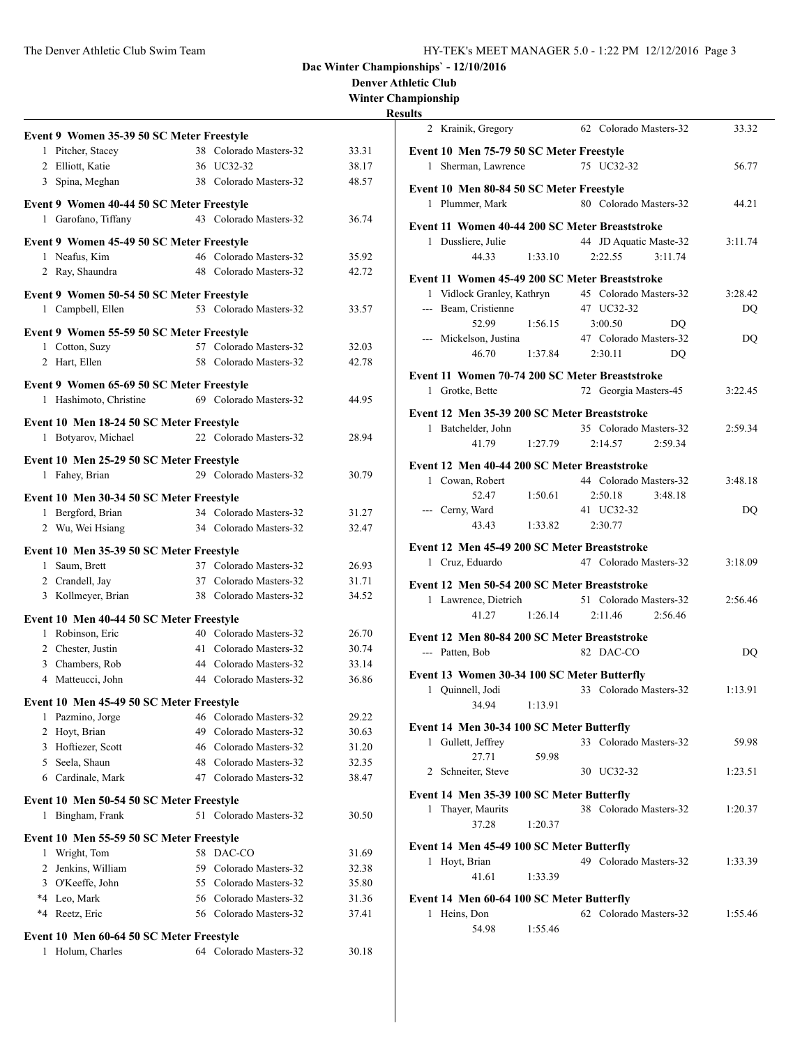# Dac Winter Championships` - 12/10/2016

**Denver Athletic Club**

**Winter Championship**

**Results**

### Event 9 Women 35-39 50 SC Meter Freestyle

| Place | Name | Age | Team | Time |
|---|---|---|---|---|
| 1 | Pitcher, Stacey | 38 | Colorado Masters-32 | 33.31 |
| 2 | Elliott, Katie | 36 | UC32-32 | 38.17 |
| 3 | Spina, Meghan | 38 | Colorado Masters-32 | 48.57 |

### Event 9 Women 40-44 50 SC Meter Freestyle

| Place | Name | Age | Team | Time |
|---|---|---|---|---|
| 1 | Garofano, Tiffany | 43 | Colorado Masters-32 | 36.74 |

### Event 9 Women 45-49 50 SC Meter Freestyle

| Place | Name | Age | Team | Time |
|---|---|---|---|---|
| 1 | Neafus, Kim | 46 | Colorado Masters-32 | 35.92 |
| 2 | Ray, Shaundra | 48 | Colorado Masters-32 | 42.72 |

### Event 9 Women 50-54 50 SC Meter Freestyle

| Place | Name | Age | Team | Time |
|---|---|---|---|---|
| 1 | Campbell, Ellen | 53 | Colorado Masters-32 | 33.57 |

### Event 9 Women 55-59 50 SC Meter Freestyle

| Place | Name | Age | Team | Time |
|---|---|---|---|---|
| 1 | Cotton, Suzy | 57 | Colorado Masters-32 | 32.03 |
| 2 | Hart, Ellen | 58 | Colorado Masters-32 | 42.78 |

### Event 9 Women 65-69 50 SC Meter Freestyle

| Place | Name | Age | Team | Time |
|---|---|---|---|---|
| 1 | Hashimoto, Christine | 69 | Colorado Masters-32 | 44.95 |

### Event 10 Men 18-24 50 SC Meter Freestyle

| Place | Name | Age | Team | Time |
|---|---|---|---|---|
| 1 | Botyarov, Michael | 22 | Colorado Masters-32 | 28.94 |

### Event 10 Men 25-29 50 SC Meter Freestyle

| Place | Name | Age | Team | Time |
|---|---|---|---|---|
| 1 | Fahey, Brian | 29 | Colorado Masters-32 | 30.79 |

### Event 10 Men 30-34 50 SC Meter Freestyle

| Place | Name | Age | Team | Time |
|---|---|---|---|---|
| 1 | Bergford, Brian | 34 | Colorado Masters-32 | 31.27 |
| 2 | Wu, Wei Hsiang | 34 | Colorado Masters-32 | 32.47 |

### Event 10 Men 35-39 50 SC Meter Freestyle

| Place | Name | Age | Team | Time |
|---|---|---|---|---|
| 1 | Saum, Brett | 37 | Colorado Masters-32 | 26.93 |
| 2 | Crandell, Jay | 37 | Colorado Masters-32 | 31.71 |
| 3 | Kollmeyer, Brian | 38 | Colorado Masters-32 | 34.52 |

### Event 10 Men 40-44 50 SC Meter Freestyle

| Place | Name | Age | Team | Time |
|---|---|---|---|---|
| 1 | Robinson, Eric | 40 | Colorado Masters-32 | 26.70 |
| 2 | Chester, Justin | 41 | Colorado Masters-32 | 30.74 |
| 3 | Chambers, Rob | 44 | Colorado Masters-32 | 33.14 |
| 4 | Matteucci, John | 44 | Colorado Masters-32 | 36.86 |

### Event 10 Men 45-49 50 SC Meter Freestyle

| Place | Name | Age | Team | Time |
|---|---|---|---|---|
| 1 | Pazmino, Jorge | 46 | Colorado Masters-32 | 29.22 |
| 2 | Hoyt, Brian | 49 | Colorado Masters-32 | 30.63 |
| 3 | Hoftiezer, Scott | 46 | Colorado Masters-32 | 31.20 |
| 5 | Seela, Shaun | 48 | Colorado Masters-32 | 32.35 |
| 6 | Cardinale, Mark | 47 | Colorado Masters-32 | 38.47 |

### Event 10 Men 50-54 50 SC Meter Freestyle

| Place | Name | Age | Team | Time |
|---|---|---|---|---|
| 1 | Bingham, Frank | 51 | Colorado Masters-32 | 30.50 |

### Event 10 Men 55-59 50 SC Meter Freestyle

| Place | Name | Age | Team | Time |
|---|---|---|---|---|
| 1 | Wright, Tom | 58 | DAC-CO | 31.69 |
| 2 | Jenkins, William | 59 | Colorado Masters-32 | 32.38 |
| 3 | O'Keeffe, John | 55 | Colorado Masters-32 | 35.80 |
| *4 | Leo, Mark | 56 | Colorado Masters-32 | 31.36 |
| *4 | Reetz, Eric | 56 | Colorado Masters-32 | 37.41 |

### Event 10 Men 60-64 50 SC Meter Freestyle

| Place | Name | Age | Team | Time |
|---|---|---|---|---|
| 1 | Holum, Charles | 64 | Colorado Masters-32 | 30.18 |
| 2 | Krainik, Gregory | 62 | Colorado Masters-32 | 33.32 |

### Event 10 Men 75-79 50 SC Meter Freestyle

| Place | Name | Age | Team | Time |
|---|---|---|---|---|
| 1 | Sherman, Lawrence | 75 | UC32-32 | 56.77 |

### Event 10 Men 80-84 50 SC Meter Freestyle

| Place | Name | Age | Team | Time |
|---|---|---|---|---|
| 1 | Plummer, Mark | 80 | Colorado Masters-32 | 44.21 |

### Event 11 Women 40-44 200 SC Meter Breaststroke

| Place | Name | Age | Team | Time |
|---|---|---|---|---|
| 1 | Dussliere, Julie | 44 | JD Aquatic Maste-32 | 3:11.74 |
| | 44.33 / 1:33.10 / 2:22.55 / 3:11.74 | | | |

### Event 11 Women 45-49 200 SC Meter Breaststroke

| Place | Name | Age | Team | Time |
|---|---|---|---|---|
| 1 | Vidlock Granley, Kathryn | 45 | Colorado Masters-32 | 3:28.42 |
| --- | Beam, Cristienne | 47 | UC32-32 | DQ |
| | 52.99 / 1:56.15 / 3:00.50 / DQ | | | |
| --- | Mickelson, Justina | 47 | Colorado Masters-32 | DQ |
| | 46.70 / 1:37.84 / 2:30.11 / DQ | | | |

### Event 11 Women 70-74 200 SC Meter Breaststroke

| Place | Name | Age | Team | Time |
|---|---|---|---|---|
| 1 | Grotke, Bette | 72 | Georgia Masters-45 | 3:22.45 |

### Event 12 Men 35-39 200 SC Meter Breaststroke

| Place | Name | Age | Team | Time |
|---|---|---|---|---|
| 1 | Batchelder, John | 35 | Colorado Masters-32 | 2:59.34 |
| | 41.79 / 1:27.79 / 2:14.57 / 2:59.34 | | | |

### Event 12 Men 40-44 200 SC Meter Breaststroke

| Place | Name | Age | Team | Time |
|---|---|---|---|---|
| 1 | Cowan, Robert | 44 | Colorado Masters-32 | 3:48.18 |
| | 52.47 / 1:50.61 / 2:50.18 / 3:48.18 | | | |
| --- | Cerny, Ward | 41 | UC32-32 | DQ |
| | 43.43 / 1:33.82 / 2:30.77 | | | |

### Event 12 Men 45-49 200 SC Meter Breaststroke

| Place | Name | Age | Team | Time |
|---|---|---|---|---|
| 1 | Cruz, Eduardo | 47 | Colorado Masters-32 | 3:18.09 |

### Event 12 Men 50-54 200 SC Meter Breaststroke

| Place | Name | Age | Team | Time |
|---|---|---|---|---|
| 1 | Lawrence, Dietrich | 51 | Colorado Masters-32 | 2:56.46 |
| | 41.27 / 1:26.14 / 2:11.46 / 2:56.46 | | | |

### Event 12 Men 80-84 200 SC Meter Breaststroke

| Place | Name | Age | Team | Time |
|---|---|---|---|---|
| --- | Patten, Bob | 82 | DAC-CO | DQ |

### Event 13 Women 30-34 100 SC Meter Butterfly

| Place | Name | Age | Team | Time |
|---|---|---|---|---|
| 1 | Quinnell, Jodi | 33 | Colorado Masters-32 | 1:13.91 |
| | 34.94 / 1:13.91 | | | |

### Event 14 Men 30-34 100 SC Meter Butterfly

| Place | Name | Age | Team | Time |
|---|---|---|---|---|
| 1 | Gullett, Jeffrey | 33 | Colorado Masters-32 | 59.98 |
| | 27.71 / 59.98 | | | |
| 2 | Schneiter, Steve | 30 | UC32-32 | 1:23.51 |

### Event 14 Men 35-39 100 SC Meter Butterfly

| Place | Name | Age | Team | Time |
|---|---|---|---|---|
| 1 | Thayer, Maurits | 38 | Colorado Masters-32 | 1:20.37 |
| | 37.28 / 1:20.37 | | | |

### Event 14 Men 45-49 100 SC Meter Butterfly

| Place | Name | Age | Team | Time |
|---|---|---|---|---|
| 1 | Hoyt, Brian | 49 | Colorado Masters-32 | 1:33.39 |
| | 41.61 / 1:33.39 | | | |

### Event 14 Men 60-64 100 SC Meter Butterfly

| Place | Name | Age | Team | Time |
|---|---|---|---|---|
| 1 | Heins, Don | 62 | Colorado Masters-32 | 1:55.46 |
| | 54.98 / 1:55.46 | | | |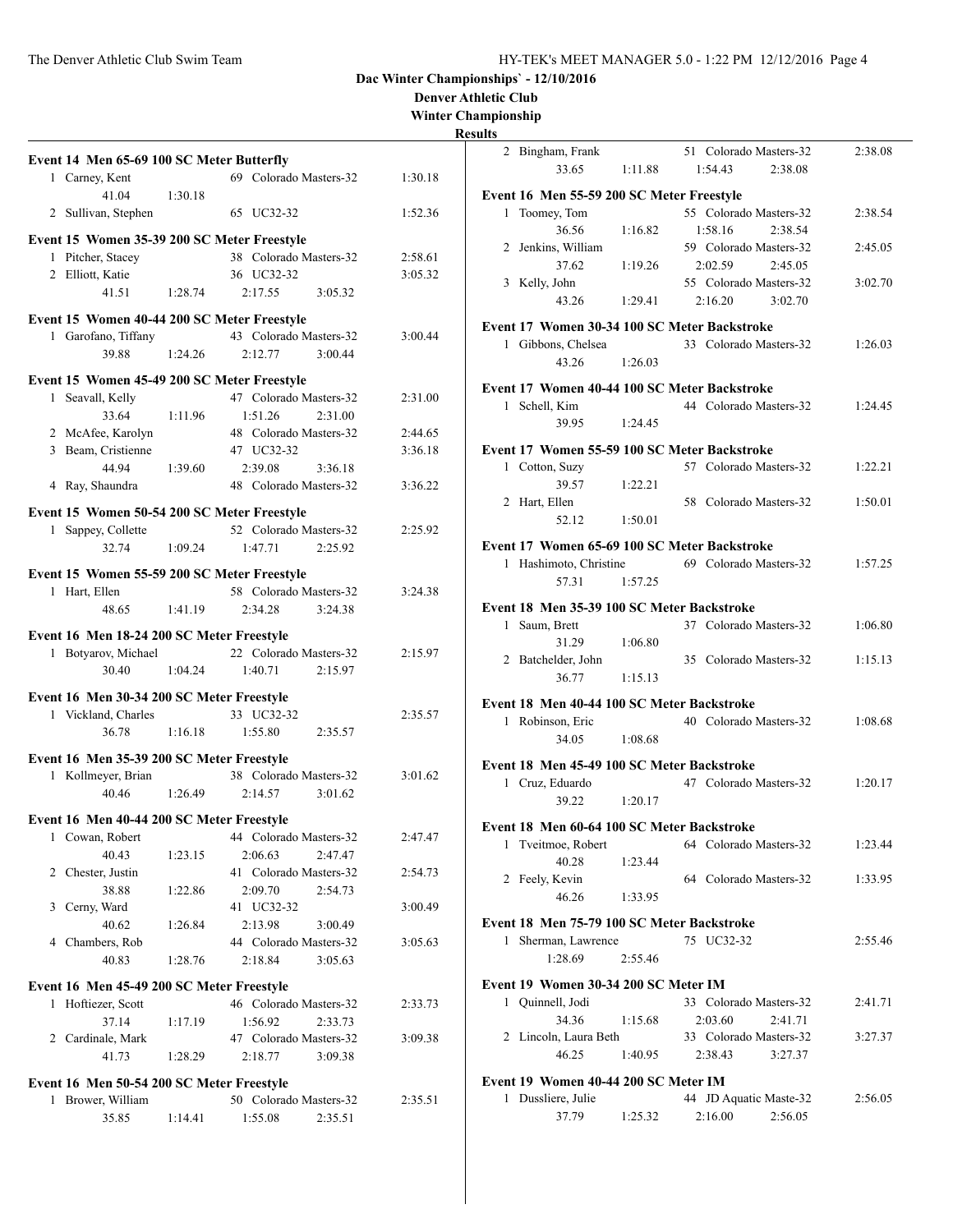**Dac Winter Championships` - 12/10/2016**

**Denver Athletic Club**

**Winter Championship**

**Results**

### Event 14 Men 65-69 100 SC Meter Butterfly

1 Carney, Kent — 69 Colorado Masters-32 — 1:30.18
  41.04  1:30.18

2 Sullivan, Stephen — 65 UC32-32 — 1:52.36

### Event 15 Women 35-39 200 SC Meter Freestyle

1 Pitcher, Stacey — 38 Colorado Masters-32 — 2:58.61

2 Elliott, Katie — 36 UC32-32 — 3:05.32
  41.51  1:28.74  2:17.55  3:05.32

### Event 15 Women 40-44 200 SC Meter Freestyle

1 Garofano, Tiffany — 43 Colorado Masters-32 — 3:00.44
  39.88  1:24.26  2:12.77  3:00.44

### Event 15 Women 45-49 200 SC Meter Freestyle

1 Seavall, Kelly — 47 Colorado Masters-32 — 2:31.00
  33.64  1:11.96  1:51.26  2:31.00

2 McAfee, Karolyn — 48 Colorado Masters-32 — 2:44.65

3 Beam, Cristienne — 47 UC32-32 — 3:36.18
  44.94  1:39.60  2:39.08  3:36.18

4 Ray, Shaundra — 48 Colorado Masters-32 — 3:36.22

### Event 15 Women 50-54 200 SC Meter Freestyle

1 Sappey, Collette — 52 Colorado Masters-32 — 2:25.92
  32.74  1:09.24  1:47.71  2:25.92

### Event 15 Women 55-59 200 SC Meter Freestyle

1 Hart, Ellen — 58 Colorado Masters-32 — 3:24.38
  48.65  1:41.19  2:34.28  3:24.38

### Event 16 Men 18-24 200 SC Meter Freestyle

1 Botyarov, Michael — 22 Colorado Masters-32 — 2:15.97
  30.40  1:04.24  1:40.71  2:15.97

### Event 16 Men 30-34 200 SC Meter Freestyle

1 Vickland, Charles — 33 UC32-32 — 2:35.57
  36.78  1:16.18  1:55.80  2:35.57

### Event 16 Men 35-39 200 SC Meter Freestyle

1 Kollmeyer, Brian — 38 Colorado Masters-32 — 3:01.62
  40.46  1:26.49  2:14.57  3:01.62

### Event 16 Men 40-44 200 SC Meter Freestyle

1 Cowan, Robert — 44 Colorado Masters-32 — 2:47.47
  40.43  1:23.15  2:06.63  2:47.47

2 Chester, Justin — 41 Colorado Masters-32 — 2:54.73
  38.88  1:22.86  2:09.70  2:54.73

3 Cerny, Ward — 41 UC32-32 — 3:00.49
  40.62  1:26.84  2:13.98  3:00.49

4 Chambers, Rob — 44 Colorado Masters-32 — 3:05.63
  40.83  1:28.76  2:18.84  3:05.63

### Event 16 Men 45-49 200 SC Meter Freestyle

1 Hoftiezer, Scott — 46 Colorado Masters-32 — 2:33.73
  37.14  1:17.19  1:56.92  2:33.73

2 Cardinale, Mark — 47 Colorado Masters-32 — 3:09.38
  41.73  1:28.29  2:18.77  3:09.38

### Event 16 Men 50-54 200 SC Meter Freestyle

1 Brower, William — 50 Colorado Masters-32 — 2:35.51
  35.85  1:14.41  1:55.08  2:35.51

2 Bingham, Frank — 51 Colorado Masters-32 — 2:38.08
  33.65  1:11.88  1:54.43  2:38.08

### Event 16 Men 55-59 200 SC Meter Freestyle

1 Toomey, Tom — 55 Colorado Masters-32 — 2:38.54
  36.56  1:16.82  1:58.16  2:38.54

2 Jenkins, William — 59 Colorado Masters-32 — 2:45.05
  37.62  1:19.26  2:02.59  2:45.05

3 Kelly, John — 55 Colorado Masters-32 — 3:02.70
  43.26  1:29.41  2:16.20  3:02.70

### Event 17 Women 30-34 100 SC Meter Backstroke

1 Gibbons, Chelsea — 33 Colorado Masters-32 — 1:26.03
  43.26  1:26.03

### Event 17 Women 40-44 100 SC Meter Backstroke

1 Schell, Kim — 44 Colorado Masters-32 — 1:24.45
  39.95  1:24.45

### Event 17 Women 55-59 100 SC Meter Backstroke

1 Cotton, Suzy — 57 Colorado Masters-32 — 1:22.21
  39.57  1:22.21

2 Hart, Ellen — 58 Colorado Masters-32 — 1:50.01
  52.12  1:50.01

### Event 17 Women 65-69 100 SC Meter Backstroke

1 Hashimoto, Christine — 69 Colorado Masters-32 — 1:57.25
  57.31  1:57.25

### Event 18 Men 35-39 100 SC Meter Backstroke

1 Saum, Brett — 37 Colorado Masters-32 — 1:06.80
  31.29  1:06.80

2 Batchelder, John — 35 Colorado Masters-32 — 1:15.13
  36.77  1:15.13

### Event 18 Men 40-44 100 SC Meter Backstroke

1 Robinson, Eric — 40 Colorado Masters-32 — 1:08.68
  34.05  1:08.68

### Event 18 Men 45-49 100 SC Meter Backstroke

1 Cruz, Eduardo — 47 Colorado Masters-32 — 1:20.17
  39.22  1:20.17

### Event 18 Men 60-64 100 SC Meter Backstroke

1 Tveitmoe, Robert — 64 Colorado Masters-32 — 1:23.44
  40.28  1:23.44

2 Feely, Kevin — 64 Colorado Masters-32 — 1:33.95
  46.26  1:33.95

### Event 18 Men 75-79 100 SC Meter Backstroke

1 Sherman, Lawrence — 75 UC32-32 — 2:55.46
  1:28.69  2:55.46

### Event 19 Women 30-34 200 SC Meter IM

1 Quinnell, Jodi — 33 Colorado Masters-32 — 2:41.71
  34.36  1:15.68  2:03.60  2:41.71

2 Lincoln, Laura Beth — 33 Colorado Masters-32 — 3:27.37
  46.25  1:40.95  2:38.43  3:27.37

### Event 19 Women 40-44 200 SC Meter IM

1 Dussliere, Julie — 44 JD Aquatic Maste-32 — 2:56.05
  37.79  1:25.32  2:16.00  2:56.05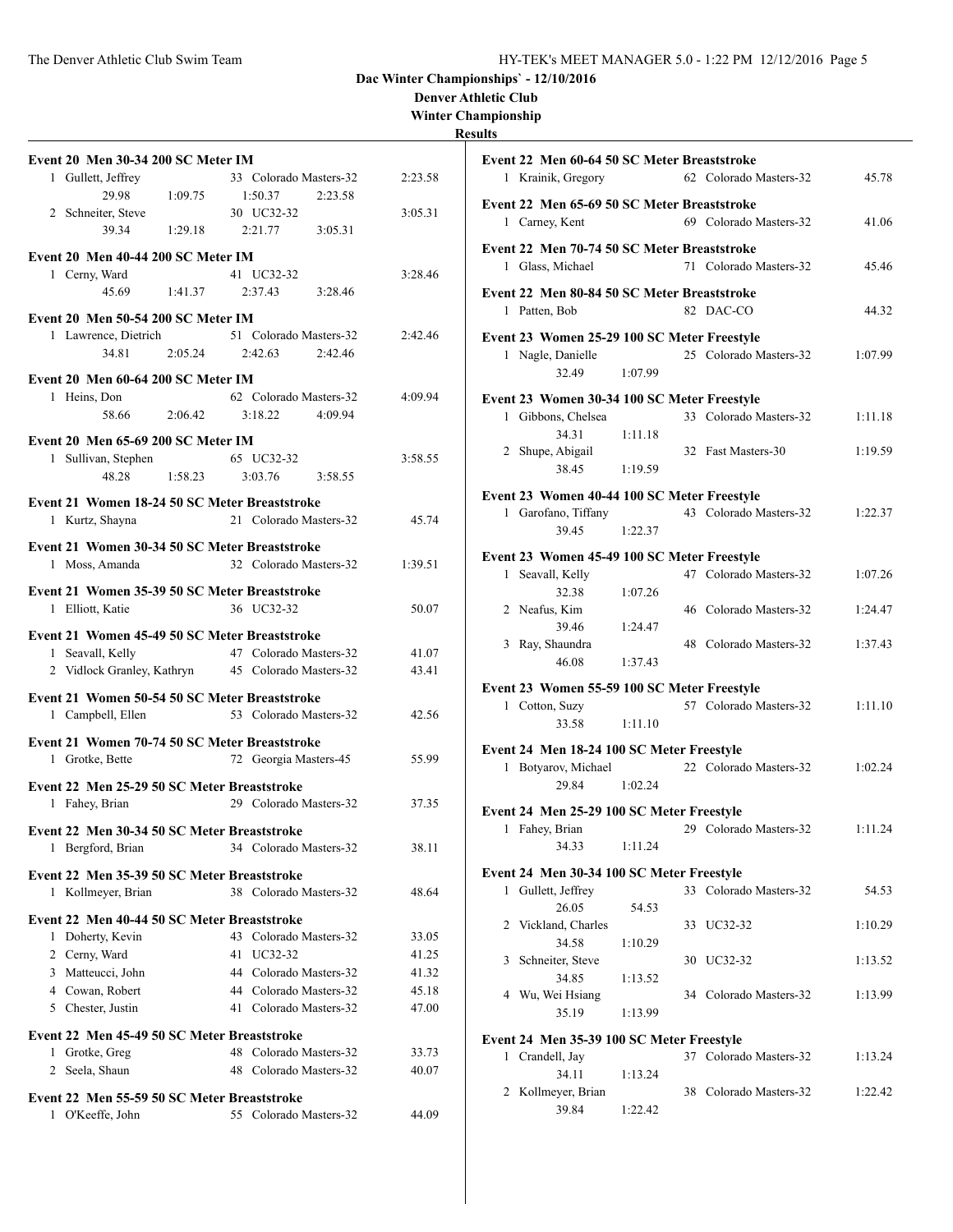# Dac Winter Championships` - 12/10/2016

## Denver Athletic Club

## Winter Championship

### Results

**Event 20 Men 30-34 200 SC Meter IM**

| | Name | Age | Team | Time |
|---|---|---|---|---|
| 1 | Gullett, Jeffrey | 33 | Colorado Masters-32 | 2:23.58 |
| | 29.98 1:09.75 1:50.37 2:23.58 | | | |
| 2 | Schneiter, Steve | 30 | UC32-32 | 3:05.31 |
| | 39.34 1:29.18 2:21.77 3:05.31 | | | |

**Event 20 Men 40-44 200 SC Meter IM**

| | Name | Age | Team | Time |
|---|---|---|---|---|
| 1 | Cerny, Ward | 41 | UC32-32 | 3:28.46 |
| | 45.69 1:41.37 2:37.43 3:28.46 | | | |

**Event 20 Men 50-54 200 SC Meter IM**

| | Name | Age | Team | Time |
|---|---|---|---|---|
| 1 | Lawrence, Dietrich | 51 | Colorado Masters-32 | 2:42.46 |
| | 34.81 2:05.24 2:42.63 2:42.46 | | | |

**Event 20 Men 60-64 200 SC Meter IM**

| | Name | Age | Team | Time |
|---|---|---|---|---|
| 1 | Heins, Don | 62 | Colorado Masters-32 | 4:09.94 |
| | 58.66 2:06.42 3:18.22 4:09.94 | | | |

**Event 20 Men 65-69 200 SC Meter IM**

| | Name | Age | Team | Time |
|---|---|---|---|---|
| 1 | Sullivan, Stephen | 65 | UC32-32 | 3:58.55 |
| | 48.28 1:58.23 3:03.76 3:58.55 | | | |

**Event 21 Women 18-24 50 SC Meter Breaststroke**

| | Name | Age | Team | Time |
|---|---|---|---|---|
| 1 | Kurtz, Shayna | 21 | Colorado Masters-32 | 45.74 |

**Event 21 Women 30-34 50 SC Meter Breaststroke**

| | Name | Age | Team | Time |
|---|---|---|---|---|
| 1 | Moss, Amanda | 32 | Colorado Masters-32 | 1:39.51 |

**Event 21 Women 35-39 50 SC Meter Breaststroke**

| | Name | Age | Team | Time |
|---|---|---|---|---|
| 1 | Elliott, Katie | 36 | UC32-32 | 50.07 |

**Event 21 Women 45-49 50 SC Meter Breaststroke**

| | Name | Age | Team | Time |
|---|---|---|---|---|
| 1 | Seavall, Kelly | 47 | Colorado Masters-32 | 41.07 |
| 2 | Vidlock Granley, Kathryn | 45 | Colorado Masters-32 | 43.41 |

**Event 21 Women 50-54 50 SC Meter Breaststroke**

| | Name | Age | Team | Time |
|---|---|---|---|---|
| 1 | Campbell, Ellen | 53 | Colorado Masters-32 | 42.56 |

**Event 21 Women 70-74 50 SC Meter Breaststroke**

| | Name | Age | Team | Time |
|---|---|---|---|---|
| 1 | Grotke, Bette | 72 | Georgia Masters-45 | 55.99 |

**Event 22 Men 25-29 50 SC Meter Breaststroke**

| | Name | Age | Team | Time |
|---|---|---|---|---|
| 1 | Fahey, Brian | 29 | Colorado Masters-32 | 37.35 |

**Event 22 Men 30-34 50 SC Meter Breaststroke**

| | Name | Age | Team | Time |
|---|---|---|---|---|
| 1 | Bergford, Brian | 34 | Colorado Masters-32 | 38.11 |

**Event 22 Men 35-39 50 SC Meter Breaststroke**

| | Name | Age | Team | Time |
|---|---|---|---|---|
| 1 | Kollmeyer, Brian | 38 | Colorado Masters-32 | 48.64 |

**Event 22 Men 40-44 50 SC Meter Breaststroke**

| | Name | Age | Team | Time |
|---|---|---|---|---|
| 1 | Doherty, Kevin | 43 | Colorado Masters-32 | 33.05 |
| 2 | Cerny, Ward | 41 | UC32-32 | 41.25 |
| 3 | Matteucci, John | 44 | Colorado Masters-32 | 41.32 |
| 4 | Cowan, Robert | 44 | Colorado Masters-32 | 45.18 |
| 5 | Chester, Justin | 41 | Colorado Masters-32 | 47.00 |

**Event 22 Men 45-49 50 SC Meter Breaststroke**

| | Name | Age | Team | Time |
|---|---|---|---|---|
| 1 | Grotke, Greg | 48 | Colorado Masters-32 | 33.73 |
| 2 | Seela, Shaun | 48 | Colorado Masters-32 | 40.07 |

**Event 22 Men 55-59 50 SC Meter Breaststroke**

| | Name | Age | Team | Time |
|---|---|---|---|---|
| 1 | O'Keeffe, John | 55 | Colorado Masters-32 | 44.09 |

**Event 22 Men 60-64 50 SC Meter Breaststroke**

| | Name | Age | Team | Time |
|---|---|---|---|---|
| 1 | Krainik, Gregory | 62 | Colorado Masters-32 | 45.78 |

**Event 22 Men 65-69 50 SC Meter Breaststroke**

| | Name | Age | Team | Time |
|---|---|---|---|---|
| 1 | Carney, Kent | 69 | Colorado Masters-32 | 41.06 |

**Event 22 Men 70-74 50 SC Meter Breaststroke**

| | Name | Age | Team | Time |
|---|---|---|---|---|
| 1 | Glass, Michael | 71 | Colorado Masters-32 | 45.46 |

**Event 22 Men 80-84 50 SC Meter Breaststroke**

| | Name | Age | Team | Time |
|---|---|---|---|---|
| 1 | Patten, Bob | 82 | DAC-CO | 44.32 |

**Event 23 Women 25-29 100 SC Meter Freestyle**

| | Name | Age | Team | Time |
|---|---|---|---|---|
| 1 | Nagle, Danielle | 25 | Colorado Masters-32 | 1:07.99 |
| | 32.49 1:07.99 | | | |

**Event 23 Women 30-34 100 SC Meter Freestyle**

| | Name | Age | Team | Time |
|---|---|---|---|---|
| 1 | Gibbons, Chelsea | 33 | Colorado Masters-32 | 1:11.18 |
| | 34.31 1:11.18 | | | |
| 2 | Shupe, Abigail | 32 | Fast Masters-30 | 1:19.59 |
| | 38.45 1:19.59 | | | |

**Event 23 Women 40-44 100 SC Meter Freestyle**

| | Name | Age | Team | Time |
|---|---|---|---|---|
| 1 | Garofano, Tiffany | 43 | Colorado Masters-32 | 1:22.37 |
| | 39.45 1:22.37 | | | |

**Event 23 Women 45-49 100 SC Meter Freestyle**

| | Name | Age | Team | Time |
|---|---|---|---|---|
| 1 | Seavall, Kelly | 47 | Colorado Masters-32 | 1:07.26 |
| | 32.38 1:07.26 | | | |
| 2 | Neafus, Kim | 46 | Colorado Masters-32 | 1:24.47 |
| | 39.46 1:24.47 | | | |
| 3 | Ray, Shaundra | 48 | Colorado Masters-32 | 1:37.43 |
| | 46.08 1:37.43 | | | |

**Event 23 Women 55-59 100 SC Meter Freestyle**

| | Name | Age | Team | Time |
|---|---|---|---|---|
| 1 | Cotton, Suzy | 57 | Colorado Masters-32 | 1:11.10 |
| | 33.58 1:11.10 | | | |

**Event 24 Men 18-24 100 SC Meter Freestyle**

| | Name | Age | Team | Time |
|---|---|---|---|---|
| 1 | Botyarov, Michael | 22 | Colorado Masters-32 | 1:02.24 |
| | 29.84 1:02.24 | | | |

**Event 24 Men 25-29 100 SC Meter Freestyle**

| | Name | Age | Team | Time |
|---|---|---|---|---|
| 1 | Fahey, Brian | 29 | Colorado Masters-32 | 1:11.24 |
| | 34.33 1:11.24 | | | |

**Event 24 Men 30-34 100 SC Meter Freestyle**

| | Name | Age | Team | Time |
|---|---|---|---|---|
| 1 | Gullett, Jeffrey | 33 | Colorado Masters-32 | 54.53 |
| | 26.05 54.53 | | | |
| 2 | Vickland, Charles | 33 | UC32-32 | 1:10.29 |
| | 34.58 1:10.29 | | | |
| 3 | Schneiter, Steve | 30 | UC32-32 | 1:13.52 |
| | 34.85 1:13.52 | | | |
| 4 | Wu, Wei Hsiang | 34 | Colorado Masters-32 | 1:13.99 |
| | 35.19 1:13.99 | | | |

**Event 24 Men 35-39 100 SC Meter Freestyle**

| | Name | Age | Team | Time |
|---|---|---|---|---|
| 1 | Crandell, Jay | 37 | Colorado Masters-32 | 1:13.24 |
| | 34.11 1:13.24 | | | |
| 2 | Kollmeyer, Brian | 38 | Colorado Masters-32 | 1:22.42 |
| | 39.84 1:22.42 | | | |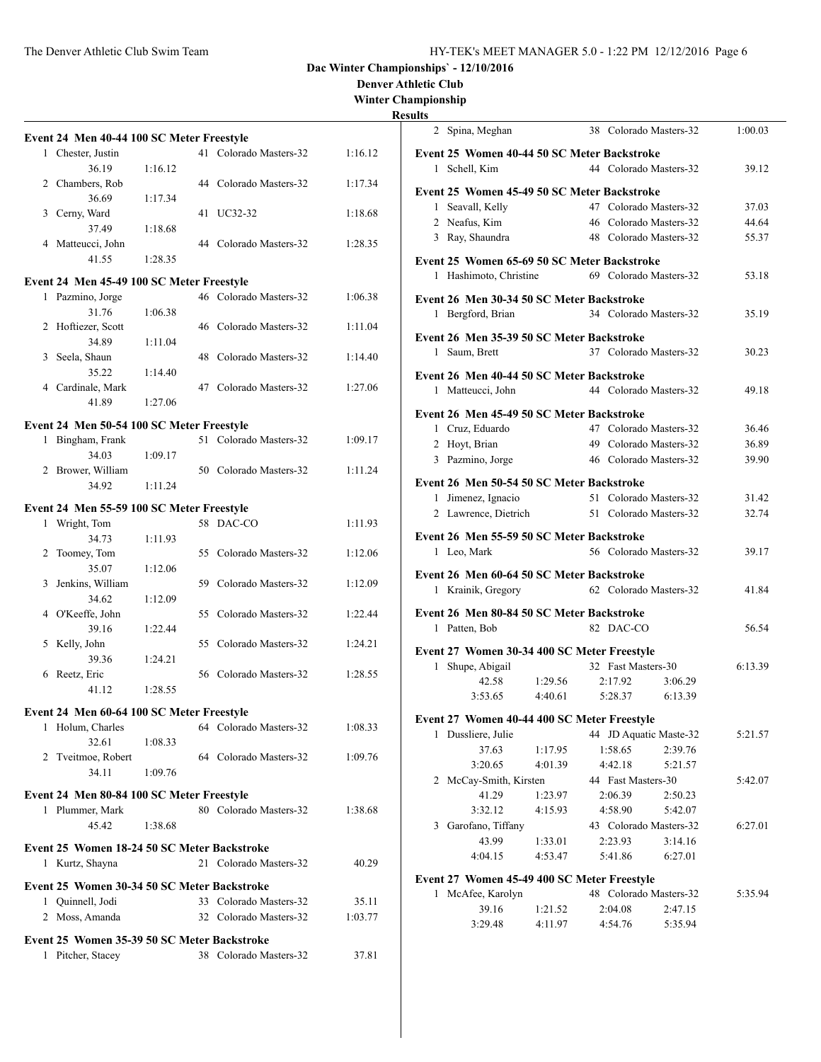**Dac Winter Championships` - 12/10/2016**

**Denver Athletic Club**

**Winter Championship**

**Results**

### Event 24 Men 40-44 100 SC Meter Freestyle

| | Name | Age | Team | Time |
|---|---|---|---|---|
| 1 | Chester, Justin | 41 | Colorado Masters-32 | 1:16.12 |
| | 36.19 1:16.12 | | | |
| 2 | Chambers, Rob | 44 | Colorado Masters-32 | 1:17.34 |
| | 36.69 1:17.34 | | | |
| 3 | Cerny, Ward | 41 | UC32-32 | 1:18.68 |
| | 37.49 1:18.68 | | | |
| 4 | Matteucci, John | 44 | Colorado Masters-32 | 1:28.35 |
| | 41.55 1:28.35 | | | |

### Event 24 Men 45-49 100 SC Meter Freestyle

| | Name | Age | Team | Time |
|---|---|---|---|---|
| 1 | Pazmino, Jorge | 46 | Colorado Masters-32 | 1:06.38 |
| | 31.76 1:06.38 | | | |
| 2 | Hoftiezer, Scott | 46 | Colorado Masters-32 | 1:11.04 |
| | 34.89 1:11.04 | | | |
| 3 | Seela, Shaun | 48 | Colorado Masters-32 | 1:14.40 |
| | 35.22 1:14.40 | | | |
| 4 | Cardinale, Mark | 47 | Colorado Masters-32 | 1:27.06 |
| | 41.89 1:27.06 | | | |

### Event 24 Men 50-54 100 SC Meter Freestyle

| | Name | Age | Team | Time |
|---|---|---|---|---|
| 1 | Bingham, Frank | 51 | Colorado Masters-32 | 1:09.17 |
| | 34.03 1:09.17 | | | |
| 2 | Brower, William | 50 | Colorado Masters-32 | 1:11.24 |
| | 34.92 1:11.24 | | | |

### Event 24 Men 55-59 100 SC Meter Freestyle

| | Name | Age | Team | Time |
|---|---|---|---|---|
| 1 | Wright, Tom | 58 | DAC-CO | 1:11.93 |
| | 34.73 1:11.93 | | | |
| 2 | Toomey, Tom | 55 | Colorado Masters-32 | 1:12.06 |
| | 35.07 1:12.06 | | | |
| 3 | Jenkins, William | 59 | Colorado Masters-32 | 1:12.09 |
| | 34.62 1:12.09 | | | |
| 4 | O'Keeffe, John | 55 | Colorado Masters-32 | 1:22.44 |
| | 39.16 1:22.44 | | | |
| 5 | Kelly, John | 55 | Colorado Masters-32 | 1:24.21 |
| | 39.36 1:24.21 | | | |
| 6 | Reetz, Eric | 56 | Colorado Masters-32 | 1:28.55 |
| | 41.12 1:28.55 | | | |

### Event 24 Men 60-64 100 SC Meter Freestyle

| | Name | Age | Team | Time |
|---|---|---|---|---|
| 1 | Holum, Charles | 64 | Colorado Masters-32 | 1:08.33 |
| | 32.61 1:08.33 | | | |
| 2 | Tveitmoe, Robert | 64 | Colorado Masters-32 | 1:09.76 |
| | 34.11 1:09.76 | | | |

### Event 24 Men 80-84 100 SC Meter Freestyle

| | Name | Age | Team | Time |
|---|---|---|---|---|
| 1 | Plummer, Mark | 80 | Colorado Masters-32 | 1:38.68 |
| | 45.42 1:38.68 | | | |

### Event 25 Women 18-24 50 SC Meter Backstroke

| | Name | Age | Team | Time |
|---|---|---|---|---|
| 1 | Kurtz, Shayna | 21 | Colorado Masters-32 | 40.29 |

### Event 25 Women 30-34 50 SC Meter Backstroke

| | Name | Age | Team | Time |
|---|---|---|---|---|
| 1 | Quinnell, Jodi | 33 | Colorado Masters-32 | 35.11 |
| 2 | Moss, Amanda | 32 | Colorado Masters-32 | 1:03.77 |

### Event 25 Women 35-39 50 SC Meter Backstroke

| | Name | Age | Team | Time |
|---|---|---|---|---|
| 1 | Pitcher, Stacey | 38 | Colorado Masters-32 | 37.81 |
| 2 | Spina, Meghan | 38 | Colorado Masters-32 | 1:00.03 |

### Event 25 Women 40-44 50 SC Meter Backstroke

| | Name | Age | Team | Time |
|---|---|---|---|---|
| 1 | Schell, Kim | 44 | Colorado Masters-32 | 39.12 |

### Event 25 Women 45-49 50 SC Meter Backstroke

| | Name | Age | Team | Time |
|---|---|---|---|---|
| 1 | Seavall, Kelly | 47 | Colorado Masters-32 | 37.03 |
| 2 | Neafus, Kim | 46 | Colorado Masters-32 | 44.64 |
| 3 | Ray, Shaundra | 48 | Colorado Masters-32 | 55.37 |

### Event 25 Women 65-69 50 SC Meter Backstroke

| | Name | Age | Team | Time |
|---|---|---|---|---|
| 1 | Hashimoto, Christine | 69 | Colorado Masters-32 | 53.18 |

### Event 26 Men 30-34 50 SC Meter Backstroke

| | Name | Age | Team | Time |
|---|---|---|---|---|
| 1 | Bergford, Brian | 34 | Colorado Masters-32 | 35.19 |

### Event 26 Men 35-39 50 SC Meter Backstroke

| | Name | Age | Team | Time |
|---|---|---|---|---|
| 1 | Saum, Brett | 37 | Colorado Masters-32 | 30.23 |

### Event 26 Men 40-44 50 SC Meter Backstroke

| | Name | Age | Team | Time |
|---|---|---|---|---|
| 1 | Matteucci, John | 44 | Colorado Masters-32 | 49.18 |

### Event 26 Men 45-49 50 SC Meter Backstroke

| | Name | Age | Team | Time |
|---|---|---|---|---|
| 1 | Cruz, Eduardo | 47 | Colorado Masters-32 | 36.46 |
| 2 | Hoyt, Brian | 49 | Colorado Masters-32 | 36.89 |
| 3 | Pazmino, Jorge | 46 | Colorado Masters-32 | 39.90 |

### Event 26 Men 50-54 50 SC Meter Backstroke

| | Name | Age | Team | Time |
|---|---|---|---|---|
| 1 | Jimenez, Ignacio | 51 | Colorado Masters-32 | 31.42 |
| 2 | Lawrence, Dietrich | 51 | Colorado Masters-32 | 32.74 |

### Event 26 Men 55-59 50 SC Meter Backstroke

| | Name | Age | Team | Time |
|---|---|---|---|---|
| 1 | Leo, Mark | 56 | Colorado Masters-32 | 39.17 |

### Event 26 Men 60-64 50 SC Meter Backstroke

| | Name | Age | Team | Time |
|---|---|---|---|---|
| 1 | Krainik, Gregory | 62 | Colorado Masters-32 | 41.84 |

### Event 26 Men 80-84 50 SC Meter Backstroke

| | Name | Age | Team | Time |
|---|---|---|---|---|
| 1 | Patten, Bob | 82 | DAC-CO | 56.54 |

### Event 27 Women 30-34 400 SC Meter Freestyle

| | Name | Age | Team | Time |
|---|---|---|---|---|
| 1 | Shupe, Abigail | 32 | Fast Masters-30 | 6:13.39 |
| | 42.58 1:29.56 2:17.92 3:06.29 | | | |
| | 3:53.65 4:40.61 5:28.37 6:13.39 | | | |

### Event 27 Women 40-44 400 SC Meter Freestyle

| | Name | Age | Team | Time |
|---|---|---|---|---|
| 1 | Dussliere, Julie | 44 | JD Aquatic Maste-32 | 5:21.57 |
| | 37.63 1:17.95 1:58.65 2:39.76 | | | |
| | 3:20.65 4:01.39 4:42.18 5:21.57 | | | |
| 2 | McCay-Smith, Kirsten | 44 | Fast Masters-30 | 5:42.07 |
| | 41.29 1:23.97 2:06.39 2:50.23 | | | |
| | 3:32.12 4:15.93 4:58.90 5:42.07 | | | |
| 3 | Garofano, Tiffany | 43 | Colorado Masters-32 | 6:27.01 |
| | 43.99 1:33.01 2:23.93 3:14.16 | | | |
| | 4:04.15 4:53.47 5:41.86 6:27.01 | | | |

### Event 27 Women 45-49 400 SC Meter Freestyle

| | Name | Age | Team | Time |
|---|---|---|---|---|
| 1 | McAfee, Karolyn | 48 | Colorado Masters-32 | 5:35.94 |
| | 39.16 1:21.52 2:04.08 2:47.15 | | | |
| | 3:29.48 4:11.97 4:54.76 5:35.94 | | | |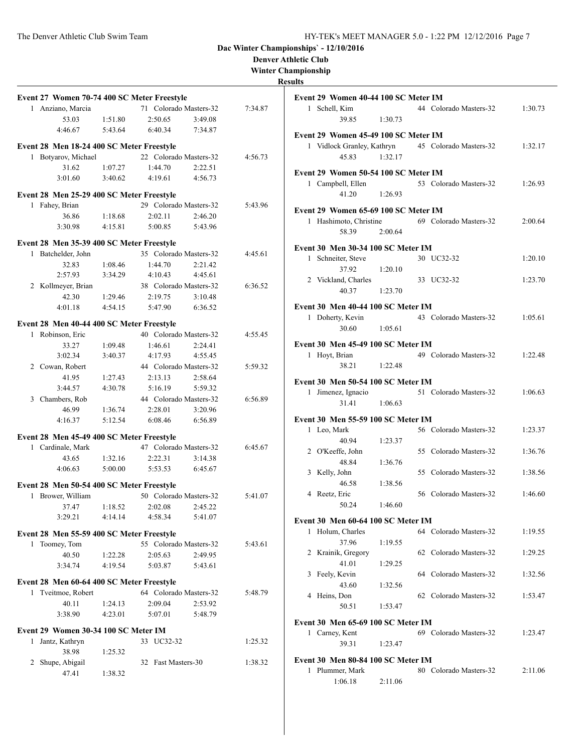**Dac Winter Championships` - 12/10/2016**
**Denver Athletic Club**
**Winter Championship**
**Results**

### Event 27 Women 70-74 400 SC Meter Freestyle

| Place | Name | Age | Team | Time |
|---|---|---|---|---|
| 1 | Anziano, Marcia | 71 | Colorado Masters-32 | 7:34.87 |
| | 53.03 1:51.80 2:50.65 3:49.08 | | | |
| | 4:46.67 5:43.64 6:40.34 7:34.87 | | | |

### Event 28 Men 18-24 400 SC Meter Freestyle

| Place | Name | Age | Team | Time |
|---|---|---|---|---|
| 1 | Botyarov, Michael | 22 | Colorado Masters-32 | 4:56.73 |
| | 31.62 1:07.27 1:44.70 2:22.51 | | | |
| | 3:01.60 3:40.62 4:19.61 4:56.73 | | | |

### Event 28 Men 25-29 400 SC Meter Freestyle

| Place | Name | Age | Team | Time |
|---|---|---|---|---|
| 1 | Fahey, Brian | 29 | Colorado Masters-32 | 5:43.96 |
| | 36.86 1:18.68 2:02.11 2:46.20 | | | |
| | 3:30.98 4:15.81 5:00.85 5:43.96 | | | |

### Event 28 Men 35-39 400 SC Meter Freestyle

| Place | Name | Age | Team | Time |
|---|---|---|---|---|
| 1 | Batchelder, John | 35 | Colorado Masters-32 | 4:45.61 |
| | 32.83 1:08.46 1:44.70 2:21.42 | | | |
| | 2:57.93 3:34.29 4:10.43 4:45.61 | | | |
| 2 | Kollmeyer, Brian | 38 | Colorado Masters-32 | 6:36.52 |
| | 42.30 1:29.46 2:19.75 3:10.48 | | | |
| | 4:01.18 4:54.15 5:47.90 6:36.52 | | | |

### Event 28 Men 40-44 400 SC Meter Freestyle

| Place | Name | Age | Team | Time |
|---|---|---|---|---|
| 1 | Robinson, Eric | 40 | Colorado Masters-32 | 4:55.45 |
| | 33.27 1:09.48 1:46.61 2:24.41 | | | |
| | 3:02.34 3:40.37 4:17.93 4:55.45 | | | |
| 2 | Cowan, Robert | 44 | Colorado Masters-32 | 5:59.32 |
| | 41.95 1:27.43 2:13.13 2:58.64 | | | |
| | 3:44.57 4:30.78 5:16.19 5:59.32 | | | |
| 3 | Chambers, Rob | 44 | Colorado Masters-32 | 6:56.89 |
| | 46.99 1:36.74 2:28.01 3:20.96 | | | |
| | 4:16.37 5:12.54 6:08.46 6:56.89 | | | |

### Event 28 Men 45-49 400 SC Meter Freestyle

| Place | Name | Age | Team | Time |
|---|---|---|---|---|
| 1 | Cardinale, Mark | 47 | Colorado Masters-32 | 6:45.67 |
| | 43.65 1:32.16 2:22.31 3:14.38 | | | |
| | 4:06.63 5:00.00 5:53.53 6:45.67 | | | |

### Event 28 Men 50-54 400 SC Meter Freestyle

| Place | Name | Age | Team | Time |
|---|---|---|---|---|
| 1 | Brower, William | 50 | Colorado Masters-32 | 5:41.07 |
| | 37.47 1:18.52 2:02.08 2:45.22 | | | |
| | 3:29.21 4:14.14 4:58.34 5:41.07 | | | |

### Event 28 Men 55-59 400 SC Meter Freestyle

| Place | Name | Age | Team | Time |
|---|---|---|---|---|
| 1 | Toomey, Tom | 55 | Colorado Masters-32 | 5:43.61 |
| | 40.50 1:22.28 2:05.63 2:49.95 | | | |
| | 3:34.74 4:19.54 5:03.87 5:43.61 | | | |

### Event 28 Men 60-64 400 SC Meter Freestyle

| Place | Name | Age | Team | Time |
|---|---|---|---|---|
| 1 | Tveitmoe, Robert | 64 | Colorado Masters-32 | 5:48.79 |
| | 40.11 1:24.13 2:09.04 2:53.92 | | | |
| | 3:38.90 4:23.01 5:07.01 5:48.79 | | | |

### Event 29 Women 30-34 100 SC Meter IM

| Place | Name | Age | Team | Time |
|---|---|---|---|---|
| 1 | Jantz, Kathryn | 33 | UC32-32 | 1:25.32 |
| | 38.98 1:25.32 | | | |
| 2 | Shupe, Abigail | 32 | Fast Masters-30 | 1:38.32 |
| | 47.41 1:38.32 | | | |

### Event 29 Women 40-44 100 SC Meter IM

| Place | Name | Age | Team | Time |
|---|---|---|---|---|
| 1 | Schell, Kim | 44 | Colorado Masters-32 | 1:30.73 |
| | 39.85 1:30.73 | | | |

### Event 29 Women 45-49 100 SC Meter IM

| Place | Name | Age | Team | Time |
|---|---|---|---|---|
| 1 | Vidlock Granley, Kathryn | 45 | Colorado Masters-32 | 1:32.17 |
| | 45.83 1:32.17 | | | |

### Event 29 Women 50-54 100 SC Meter IM

| Place | Name | Age | Team | Time |
|---|---|---|---|---|
| 1 | Campbell, Ellen | 53 | Colorado Masters-32 | 1:26.93 |
| | 41.20 1:26.93 | | | |

### Event 29 Women 65-69 100 SC Meter IM

| Place | Name | Age | Team | Time |
|---|---|---|---|---|
| 1 | Hashimoto, Christine | 69 | Colorado Masters-32 | 2:00.64 |
| | 58.39 2:00.64 | | | |

### Event 30 Men 30-34 100 SC Meter IM

| Place | Name | Age | Team | Time |
|---|---|---|---|---|
| 1 | Schneiter, Steve | 30 | UC32-32 | 1:20.10 |
| | 37.92 1:20.10 | | | |
| 2 | Vickland, Charles | 33 | UC32-32 | 1:23.70 |
| | 40.37 1:23.70 | | | |

### Event 30 Men 40-44 100 SC Meter IM

| Place | Name | Age | Team | Time |
|---|---|---|---|---|
| 1 | Doherty, Kevin | 43 | Colorado Masters-32 | 1:05.61 |
| | 30.60 1:05.61 | | | |

### Event 30 Men 45-49 100 SC Meter IM

| Place | Name | Age | Team | Time |
|---|---|---|---|---|
| 1 | Hoyt, Brian | 49 | Colorado Masters-32 | 1:22.48 |
| | 38.21 1:22.48 | | | |

### Event 30 Men 50-54 100 SC Meter IM

| Place | Name | Age | Team | Time |
|---|---|---|---|---|
| 1 | Jimenez, Ignacio | 51 | Colorado Masters-32 | 1:06.63 |
| | 31.41 1:06.63 | | | |

### Event 30 Men 55-59 100 SC Meter IM

| Place | Name | Age | Team | Time |
|---|---|---|---|---|
| 1 | Leo, Mark | 56 | Colorado Masters-32 | 1:23.37 |
| | 40.94 1:23.37 | | | |
| 2 | O'Keeffe, John | 55 | Colorado Masters-32 | 1:36.76 |
| | 48.84 1:36.76 | | | |
| 3 | Kelly, John | 55 | Colorado Masters-32 | 1:38.56 |
| | 46.58 1:38.56 | | | |
| 4 | Reetz, Eric | 56 | Colorado Masters-32 | 1:46.60 |
| | 50.24 1:46.60 | | | |

### Event 30 Men 60-64 100 SC Meter IM

| Place | Name | Age | Team | Time |
|---|---|---|---|---|
| 1 | Holum, Charles | 64 | Colorado Masters-32 | 1:19.55 |
| | 37.96 1:19.55 | | | |
| 2 | Krainik, Gregory | 62 | Colorado Masters-32 | 1:29.25 |
| | 41.01 1:29.25 | | | |
| 3 | Feely, Kevin | 64 | Colorado Masters-32 | 1:32.56 |
| | 43.60 1:32.56 | | | |
| 4 | Heins, Don | 62 | Colorado Masters-32 | 1:53.47 |
| | 50.51 1:53.47 | | | |

### Event 30 Men 65-69 100 SC Meter IM

| Place | Name | Age | Team | Time |
|---|---|---|---|---|
| 1 | Carney, Kent | 69 | Colorado Masters-32 | 1:23.47 |
| | 39.31 1:23.47 | | | |

### Event 30 Men 80-84 100 SC Meter IM

| Place | Name | Age | Team | Time |
|---|---|---|---|---|
| 1 | Plummer, Mark | 80 | Colorado Masters-32 | 2:11.06 |
| | 1:06.18 2:11.06 | | | |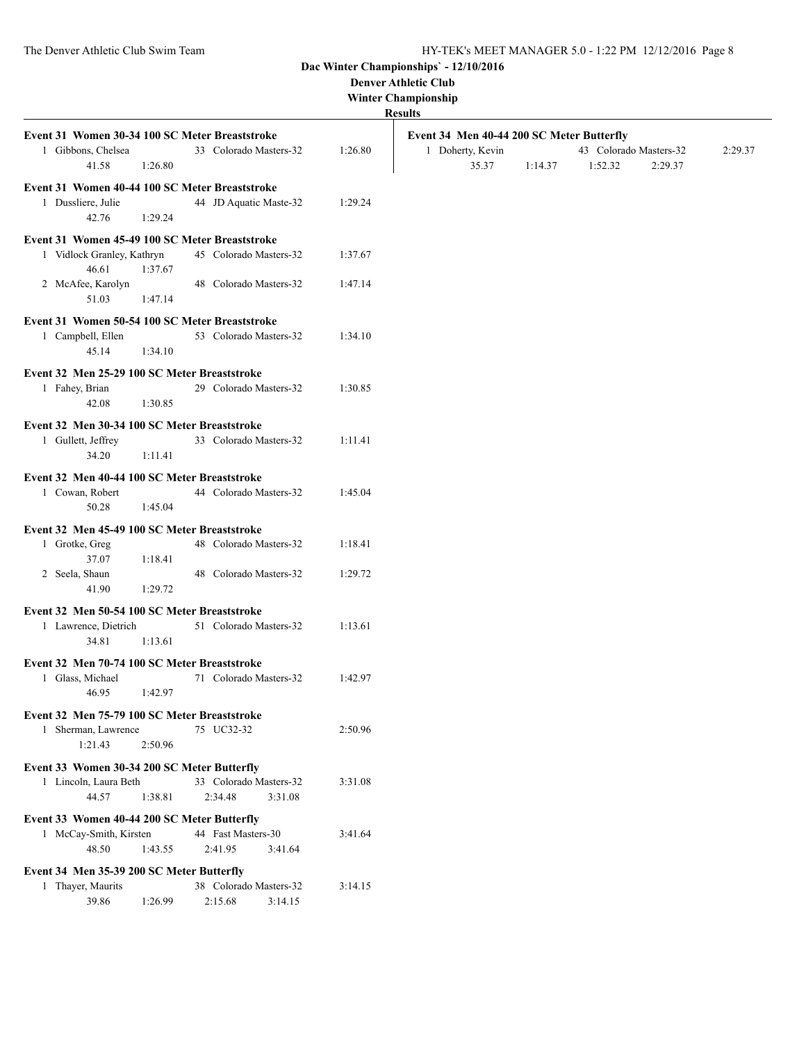**Dac Winter Championships` - 12/10/2016**

**Denver Athletic Club**

**Winter Championship**

**Results**

### Event 31 Women 30-34 100 SC Meter Breaststroke

1 Gibbons, Chelsea 33 Colorado Masters-32 1:26.80
41.58 1:26.80

### Event 31 Women 40-44 100 SC Meter Breaststroke

1 Dussliere, Julie 44 JD Aquatic Maste-32 1:29.24
42.76 1:29.24

### Event 31 Women 45-49 100 SC Meter Breaststroke

1 Vidlock Granley, Kathryn 45 Colorado Masters-32 1:37.67
46.61 1:37.67

2 McAfee, Karolyn 48 Colorado Masters-32 1:47.14
51.03 1:47.14

### Event 31 Women 50-54 100 SC Meter Breaststroke

1 Campbell, Ellen 53 Colorado Masters-32 1:34.10
45.14 1:34.10

### Event 32 Men 25-29 100 SC Meter Breaststroke

1 Fahey, Brian 29 Colorado Masters-32 1:30.85
42.08 1:30.85

### Event 32 Men 30-34 100 SC Meter Breaststroke

1 Gullett, Jeffrey 33 Colorado Masters-32 1:11.41
34.20 1:11.41

### Event 32 Men 40-44 100 SC Meter Breaststroke

1 Cowan, Robert 44 Colorado Masters-32 1:45.04
50.28 1:45.04

### Event 32 Men 45-49 100 SC Meter Breaststroke

1 Grotke, Greg 48 Colorado Masters-32 1:18.41
37.07 1:18.41

2 Seela, Shaun 48 Colorado Masters-32 1:29.72
41.90 1:29.72

### Event 32 Men 50-54 100 SC Meter Breaststroke

1 Lawrence, Dietrich 51 Colorado Masters-32 1:13.61
34.81 1:13.61

### Event 32 Men 70-74 100 SC Meter Breaststroke

1 Glass, Michael 71 Colorado Masters-32 1:42.97
46.95 1:42.97

### Event 32 Men 75-79 100 SC Meter Breaststroke

1 Sherman, Lawrence 75 UC32-32 2:50.96
1:21.43 2:50.96

### Event 33 Women 30-34 200 SC Meter Butterfly

1 Lincoln, Laura Beth 33 Colorado Masters-32 3:31.08
44.57 1:38.81 2:34.48 3:31.08

### Event 33 Women 40-44 200 SC Meter Butterfly

1 McCay-Smith, Kirsten 44 Fast Masters-30 3:41.64
48.50 1:43.55 2:41.95 3:41.64

### Event 34 Men 35-39 200 SC Meter Butterfly

1 Thayer, Maurits 38 Colorado Masters-32 3:14.15
39.86 1:26.99 2:15.68 3:14.15

### Event 34 Men 40-44 200 SC Meter Butterfly

1 Doherty, Kevin 43 Colorado Masters-32 2:29.37
35.37 1:14.37 1:52.32 2:29.37